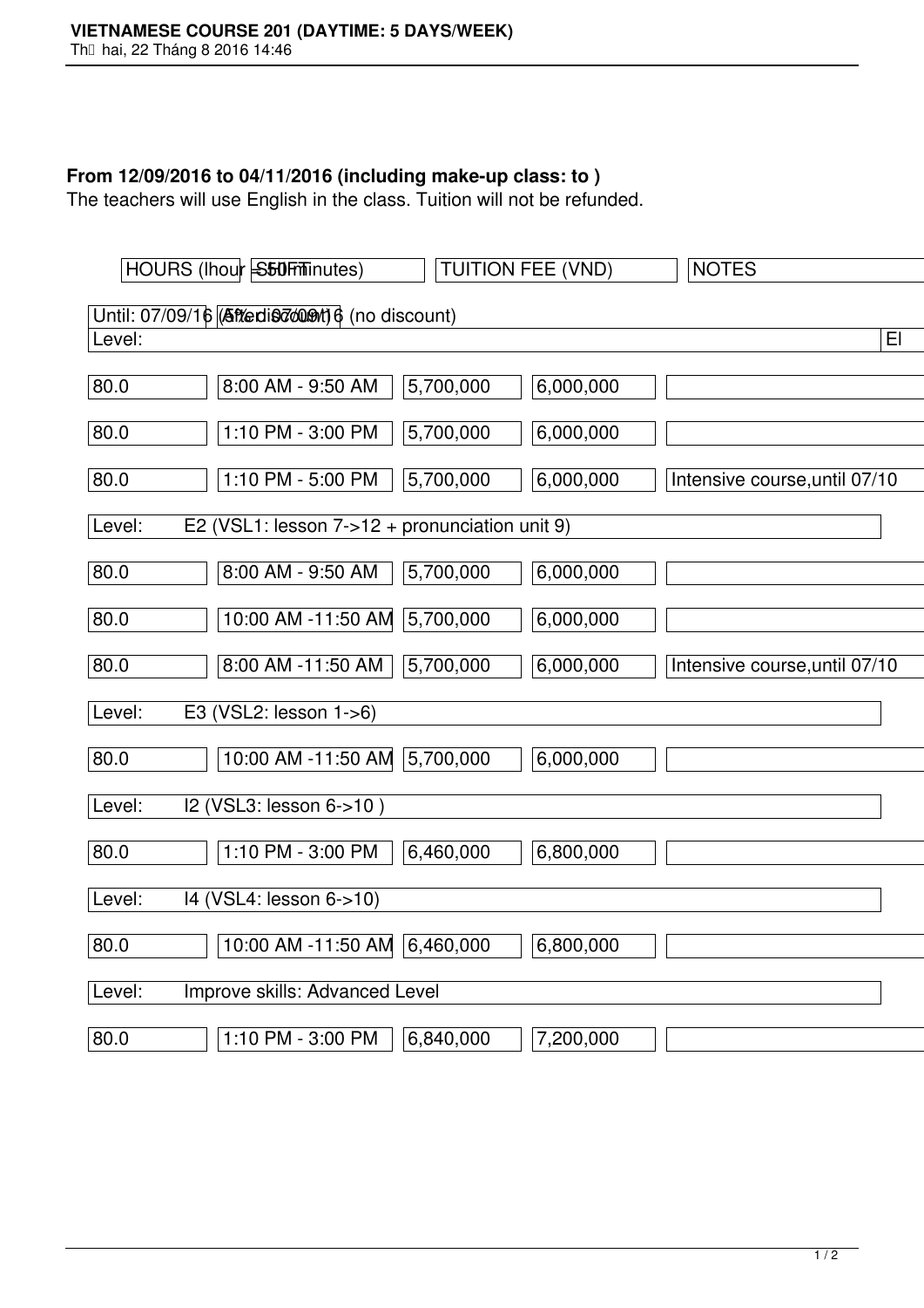**VIETNAMESE COURSE 201 (DAYTIME: 5 DAYS/WEEK)**

Thứ hai, 22 Tháng 8 2016 14:46

**From 12/09/2016 to 04/11/2016 (including make-up class: to )**

The teachers will use English in the class. Tuition will not be refunded.

| HOURS (1hour = 50 minutes) | SHIFT | TUITION FEE (VND) | | NOTES |
|---|---|---|---|---|
| | | Until: 07/09/16 (5% discount) | After 07/09/16 (no discount) | |
| Level: El | | | | |
| 80.0 | 8:00 AM - 9:50 AM | 5,700,000 | 6,000,000 | |
| 80.0 | 1:10 PM - 3:00 PM | 5,700,000 | 6,000,000 | |
| 80.0 | 1:10 PM - 5:00 PM | 5,700,000 | 6,000,000 | Intensive course,until 07/10 |
| Level: E2 (VSL1: lesson 7->12 + pronunciation unit 9) | | | | |
| 80.0 | 8:00 AM - 9:50 AM | 5,700,000 | 6,000,000 | |
| 80.0 | 10:00 AM -11:50 AM | 5,700,000 | 6,000,000 | |
| 80.0 | 8:00 AM -11:50 AM | 5,700,000 | 6,000,000 | Intensive course,until 07/10 |
| Level: E3 (VSL2: lesson 1->6) | | | | |
| 80.0 | 10:00 AM -11:50 AM | 5,700,000 | 6,000,000 | |
| Level: I2 (VSL3: lesson 6->10 ) | | | | |
| 80.0 | 1:10 PM - 3:00 PM | 6,460,000 | 6,800,000 | |
| Level: I4 (VSL4: lesson 6->10) | | | | |
| 80.0 | 10:00 AM -11:50 AM | 6,460,000 | 6,800,000 | |
| Level: Improve skills: Advanced Level | | | | |
| 80.0 | 1:10 PM - 3:00 PM | 6,840,000 | 7,200,000 | |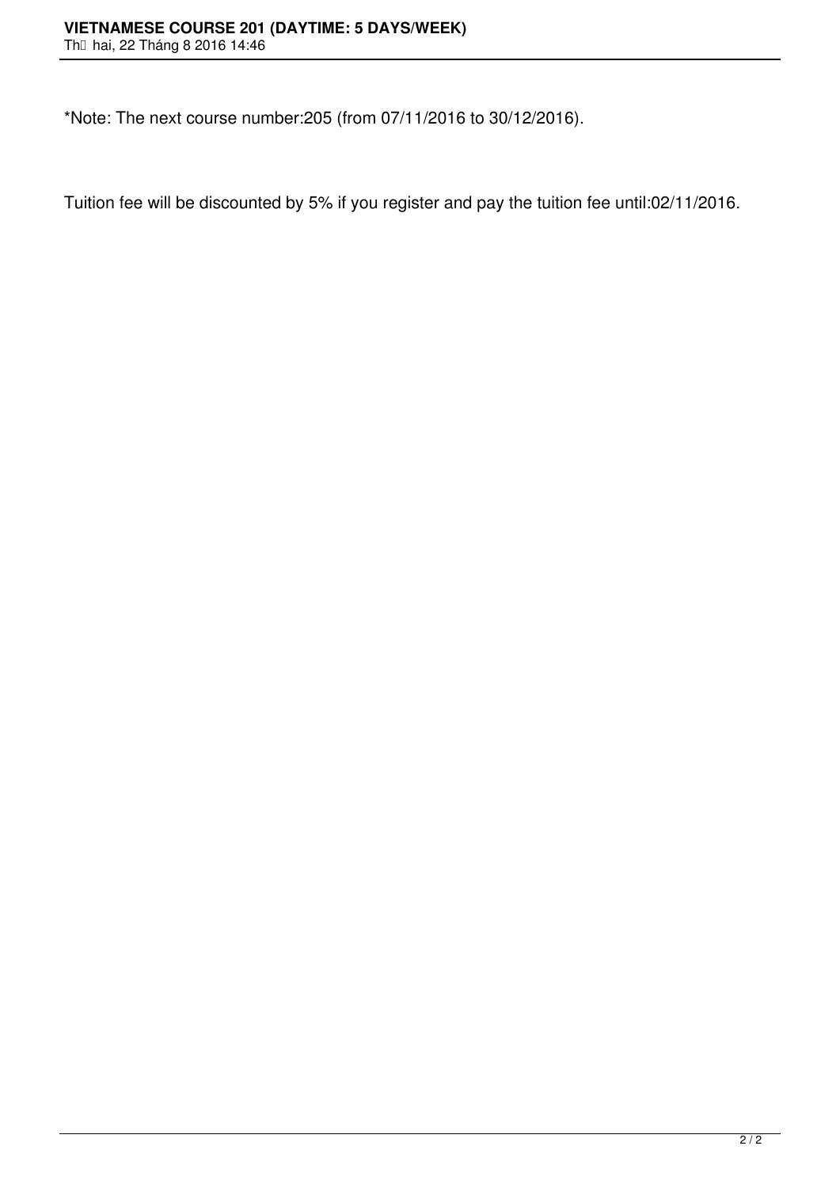*Note: The next course number:205 (from 07/11/2016 to 30/12/2016).

Tuition fee will be discounted by 5% if you register and pay the tuition fee until:02/11/2016.